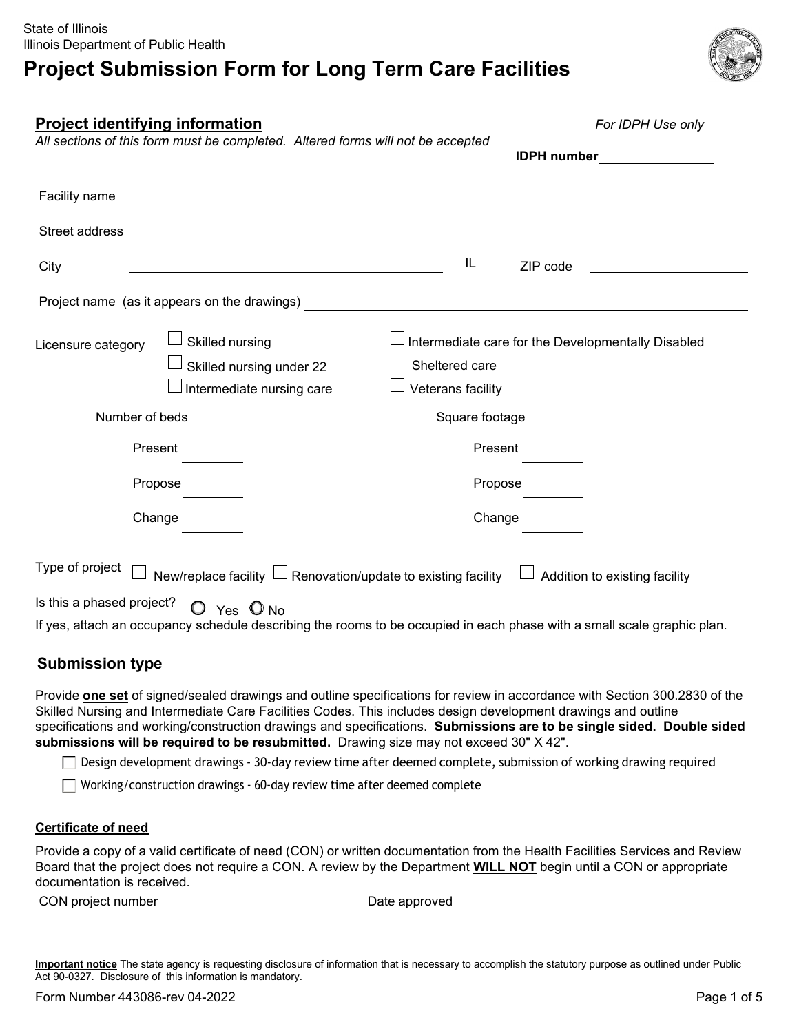State of Illinois
Illinois Department of Public Health

# Project Submission Form for Long Term Care Facilities

## Project identifying information

*All sections of this form must be completed. Altered forms will not be accepted*

*For IDPH Use only*

**IDPH number** ____________

Facility name ____________________

Street address ____________________

City ____________________ IL ZIP code ____________

Project name (as it appears on the drawings) ____________________

Licensure category
- ☐ Skilled nursing
- ☐ Skilled nursing under 22
- ☐ Intermediate nursing care
- ☐ Intermediate care for the Developmentally Disabled
- ☐ Sheltered care
- ☐ Veterans facility

| Number of beds | | Square footage | |
|---|---|---|---|
| Present | ______ | Present | ______ |
| Propose | ______ | Propose | ______ |
| Change | ______ | Change | ______ |

Type of project ☐ New/replace facility ☐ Renovation/update to existing facility ☐ Addition to existing facility

Is this a phased project? ○ Yes ○ No

If yes, attach an occupancy schedule describing the rooms to be occupied in each phase with a small scale graphic plan.

## Submission type

Provide **one set** of signed/sealed drawings and outline specifications for review in accordance with Section 300.2830 of the Skilled Nursing and Intermediate Care Facilities Codes. This includes design development drawings and outline specifications and working/construction drawings and specifications. **Submissions are to be single sided. Double sided submissions will be required to be resubmitted.** Drawing size may not exceed 30" X 42".

- ☐ Design development drawings - 30-day review time after deemed complete, submission of working drawing required
- ☐ Working/construction drawings - 60-day review time after deemed complete

### Certificate of need

Provide a copy of a valid certificate of need (CON) or written documentation from the Health Facilities Services and Review Board that the project does not require a CON. A review by the Department **WILL NOT** begin until a CON or appropriate documentation is received.

CON project number ____________________ Date approved ____________________

**Important notice** The state agency is requesting disclosure of information that is necessary to accomplish the statutory purpose as outlined under Public Act 90-0327. Disclosure of this information is mandatory.

Form Number 443086-rev 04-2022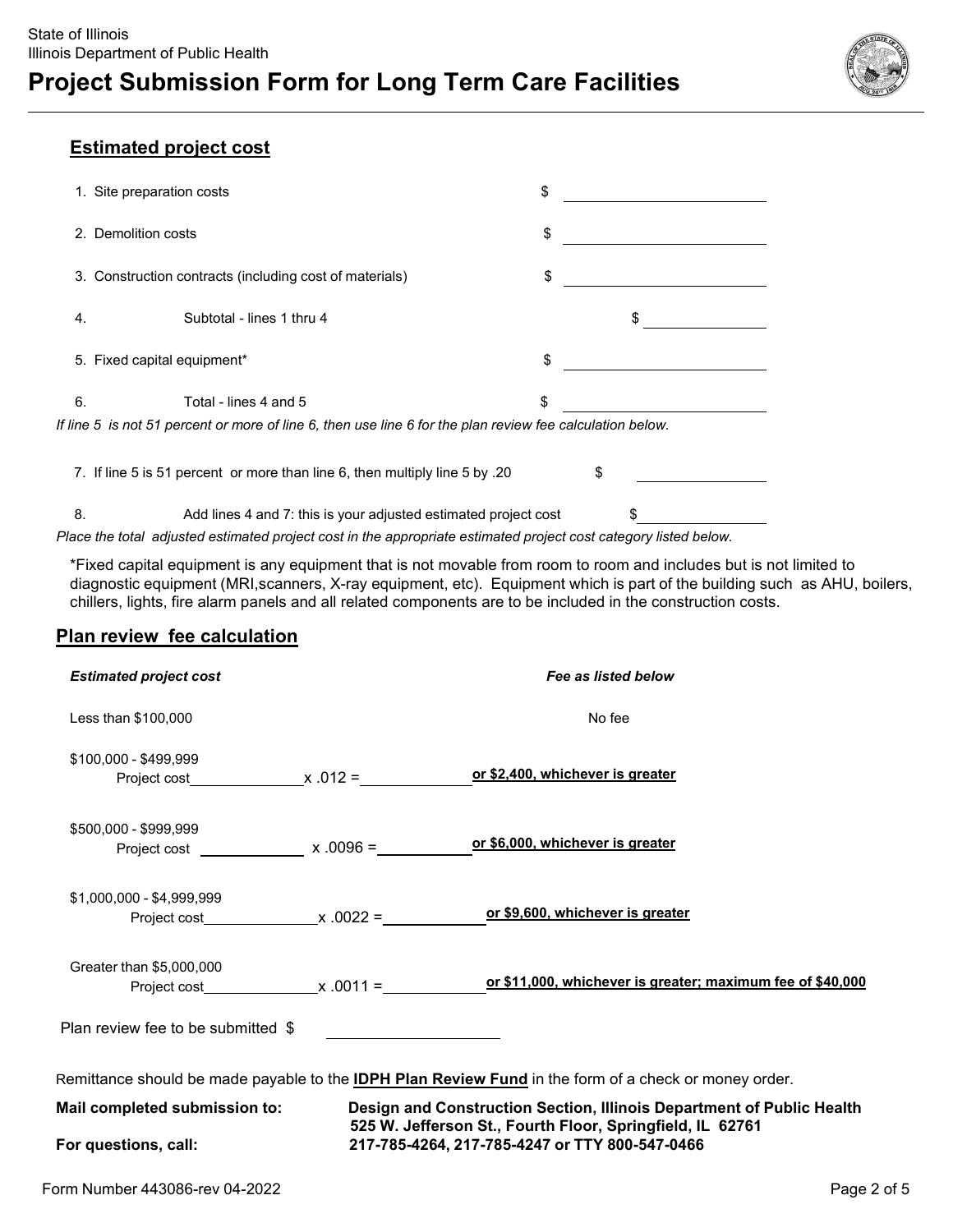State of Illinois
Illinois Department of Public Health

# Project Submission Form for Long Term Care Facilities

## Estimated project cost

1. Site preparation costs $ ____________
2. Demolition costs $ ____________
3. Construction contracts (including cost of materials) $ ____________
4. Subtotal - lines 1 thru 4 $ ____________
5. Fixed capital equipment* $ ____________
6. Total - lines 4 and 5 $ ____________

*If line 5 is not 51 percent or more of line 6, then use line 6 for the plan review fee calculation below.*

7. If line 5 is 51 percent or more than line 6, then multiply line 5 by .20 $ ____________
8. Add lines 4 and 7: this is your adjusted estimated project cost $ ____________

*Place the total adjusted estimated project cost in the appropriate estimated project cost category listed below.*

*Fixed capital equipment is any equipment that is not movable from room to room and includes but is not limited to diagnostic equipment (MRI,scanners, X-ray equipment, etc). Equipment which is part of the building such as AHU, boilers, chillers, lights, fire alarm panels and all related components are to be included in the construction costs.

## Plan review fee calculation

| *Estimated project cost* | *Fee as listed below* |
|---|---|
| Less than $100,000 | No fee |
| $100,000 - $499,999<br>Project cost ________ x .012 = ________ | **or $2,400, whichever is greater** |
| $500,000 - $999,999<br>Project cost ________ x .0096 = ________ | **or $6,000, whichever is greater** |
| $1,000,000 - $4,999,999<br>Project cost ________ x .0022 = ________ | **or $9,600, whichever is greater** |
| Greater than $5,000,000<br>Project cost ________ x .0011 = ________ | **or $11,000, whichever is greater; maximum fee of $40,000** |

Plan review fee to be submitted $ ____________

Remittance should be made payable to the **IDPH Plan Review Fund** in the form of a check or money order.

**Mail completed submission to:** **Design and Construction Section, Illinois Department of Public Health 525 W. Jefferson St., Fourth Floor, Springfield, IL 62761**

**For questions, call:** **217-785-4264, 217-785-4247 or TTY 800-547-0466**

Form Number 443086-rev 04-2022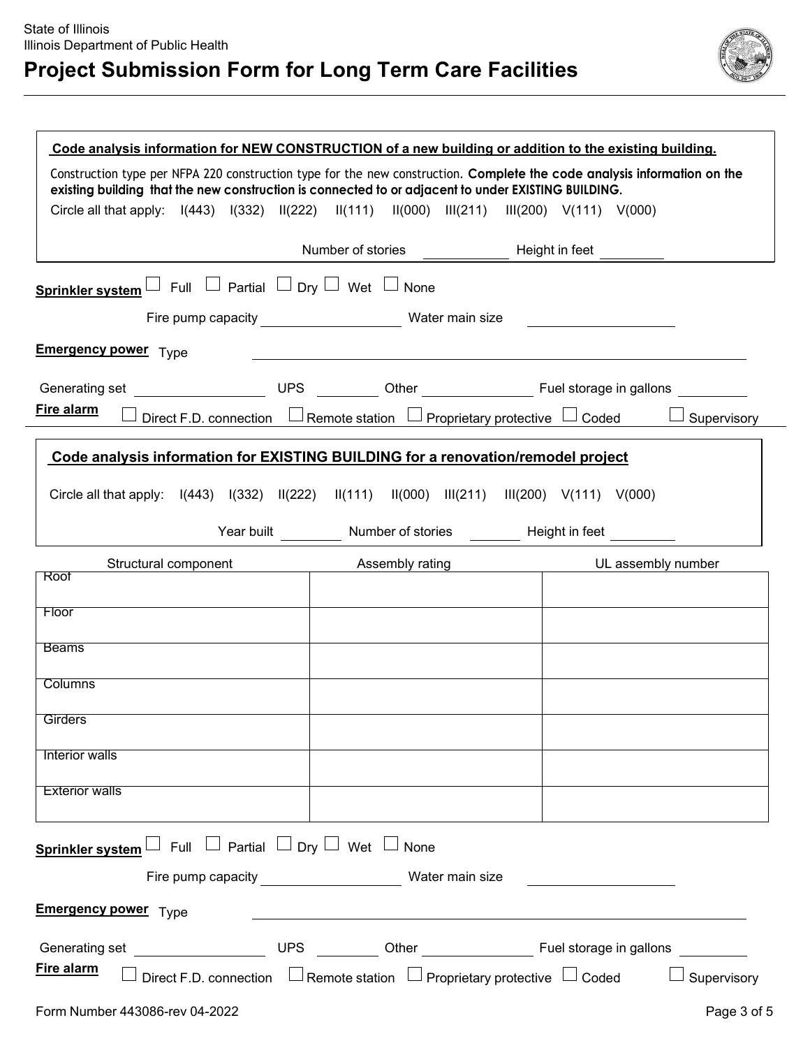State of Illinois
Illinois Department of Public Health

# Project Submission Form for Long Term Care Facilities

**Code analysis information for NEW CONSTRUCTION of a new building or addition to the existing building.**

Construction type per NFPA 220 construction type for the new construction. **Complete the code analysis information on the existing building that the new construction is connected to or adjacent to under EXISTING BUILDING.**

Circle all that apply: I(443) I(332) II(222) II(111) II(000) III(211) III(200) V(111) V(000)

Number of stories ____________ Height in feet _________

**Sprinkler system** ☐ Full ☐ Partial ☐ Dry ☐ Wet ☐ None

Fire pump capacity ____________________ Water main size ____________________

**Emergency power** Type ______________________________________________

Generating set ________________ UPS ________ Other _______________ Fuel storage in gallons _________

**Fire alarm** ☐ Direct F.D. connection ☐ Remote station ☐ Proprietary protective ☐ Coded ☐ Supervisory

**Code analysis information for EXISTING BUILDING for a renovation/remodel project**

Circle all that apply: I(443) I(332) II(222) II(111) II(000) III(211) III(200) V(111) V(000)

Year built ________ Number of stories _______ Height in feet _________

| Structural component | Assembly rating | UL assembly number |
|---|---|---|
| Roof | | |
| Floor | | |
| Beams | | |
| Columns | | |
| Girders | | |
| Interior walls | | |
| Exterior walls | | |

**Sprinkler system** ☐ Full ☐ Partial ☐ Dry ☐ Wet ☐ None

Fire pump capacity ____________________ Water main size ____________________

**Emergency power** Type ______________________________________________

Generating set ________________ UPS ________ Other _______________ Fuel storage in gallons _________

**Fire alarm** ☐ Direct F.D. connection ☐ Remote station ☐ Proprietary protective ☐ Coded ☐ Supervisory

Form Number 443086-rev 04-2022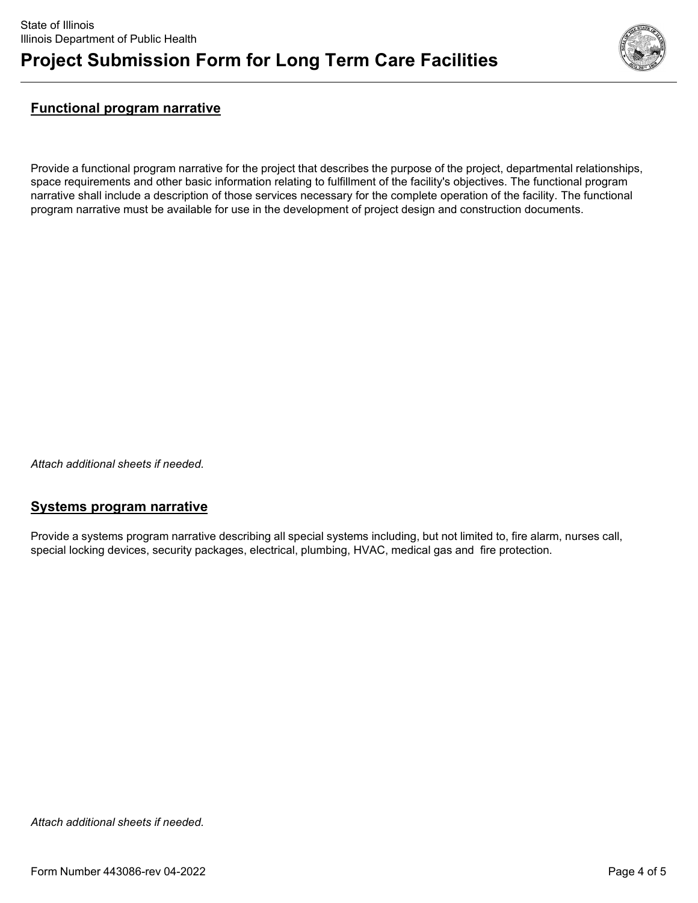## Functional program narrative

Provide a functional program narrative for the project that describes the purpose of the project, departmental relationships, space requirements and other basic information relating to fulfillment of the facility's objectives. The functional program narrative shall include a description of those services necessary for the complete operation of the facility. The functional program narrative must be available for use in the development of project design and construction documents.

*Attach additional sheets if needed.*

## Systems program narrative

Provide a systems program narrative describing all special systems including, but not limited to, fire alarm, nurses call, special locking devices, security packages, electrical, plumbing, HVAC, medical gas and fire protection.

*Attach additional sheets if needed.*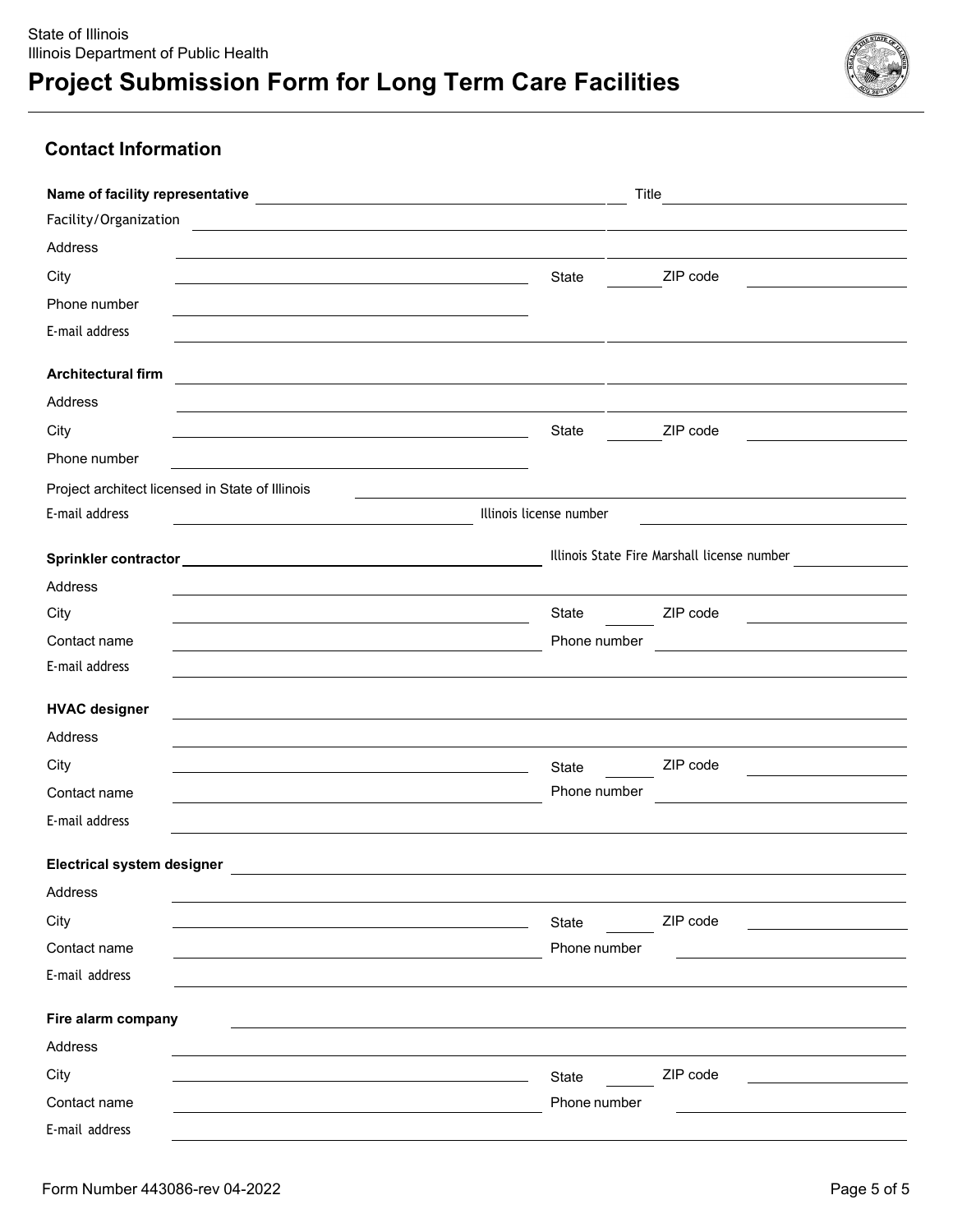State of Illinois
Illinois Department of Public Health

# Project Submission Form for Long Term Care Facilities

## Contact Information

**Name of facility representative** ____________________ Title ____________________

Facility/Organization ____________________

Address ____________________

City ____________________ State ______ ZIP code ____________________

Phone number ____________________

E-mail address ____________________

**Architectural firm** ____________________

Address ____________________

City ____________________ State ______ ZIP code ____________________

Phone number ____________________

Project architect licensed in State of Illinois ____________________

E-mail address ____________________ Illinois license number ____________________

**Sprinkler contractor** ____________________ Illinois State Fire Marshall license number ____________________

Address ____________________

City ____________________ State ______ ZIP code ____________________

Contact name ____________________ Phone number ____________________

E-mail address ____________________

**HVAC designer** ____________________

Address ____________________

City ____________________ State ______ ZIP code ____________________

Contact name ____________________ Phone number ____________________

E-mail address ____________________

**Electrical system designer** ____________________

Address ____________________

City ____________________ State ______ ZIP code ____________________

Contact name ____________________ Phone number ____________________

E-mail address ____________________

**Fire alarm company** ____________________

Address ____________________

City ____________________ State ______ ZIP code ____________________

Contact name ____________________ Phone number ____________________

E-mail address ____________________

Form Number 443086-rev 04-2022